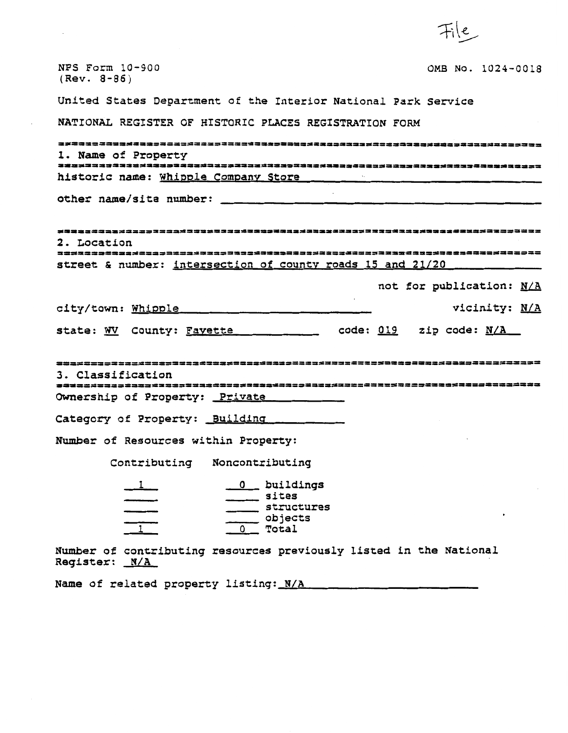File

NPS Form 10-900
(Rev. 8-86)

OMB No. 1024-0018

United States Department of the Interior National Park Service

NATIONAL REGISTER OF HISTORIC PLACES REGISTRATION FORM

## 1. Name of Property

historic name: Whipple Company Store

other name/site number:

## 2. Location

street & number: intersection of county roads 15 and 21/20

not for publication: N/A

city/town: Whipple

vicinity: N/A

state: WV County: Fayette code: 019 zip code: N/A

## 3. Classification

Ownership of Property: Private

Category of Property: Building

Number of Resources within Property:

| Contributing | Noncontributing | |
|---|---|---|
| 1 | 0 | buildings |
| | | sites |
| | | structures |
| | | objects |
| 1 | 0 | Total |

Number of contributing resources previously listed in the National Register: N/A

Name of related property listing: N/A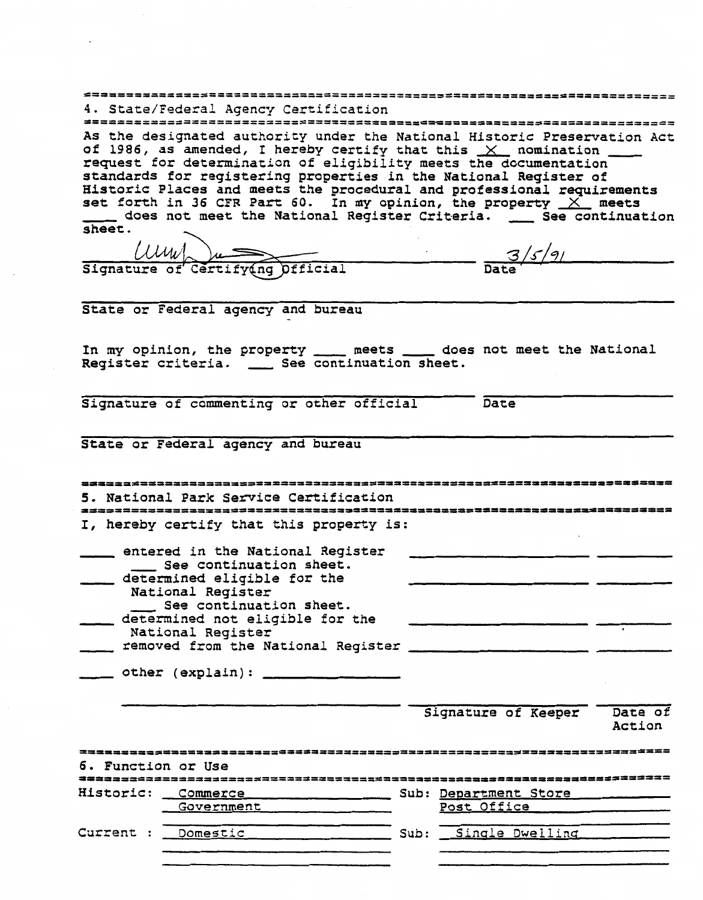## 4. State/Federal Agency Certification

As the designated authority under the National Historic Preservation Act of 1986, as amended, I hereby certify that this \_X\_ nomination \_\_\_\_ request for determination of eligibility meets the documentation standards for registering properties in the National Register of Historic Places and meets the procedural and professional requirements set forth in 36 CFR Part 60. In my opinion, the property \_X\_ meets \_\_\_\_ does not meet the National Register Criteria. \_\_\_ See continuation sheet.

Signature of Certifying Official ______ Date 3/5/91

State or Federal agency and bureau

In my opinion, the property \_\_\_\_ meets \_\_\_\_ does not meet the National Register criteria. \_\_\_ See continuation sheet.

Signature of commenting or other official ______ Date

State or Federal agency and bureau

## 5. National Park Service Certification

I, hereby certify that this property is:

- \_\_\_\_ entered in the National Register
  - \_\_\_ See continuation sheet.
- \_\_\_\_ determined eligible for the National Register
  - \_\_\_ See continuation sheet.
- \_\_\_\_ determined not eligible for the National Register
- \_\_\_\_ removed from the National Register
- \_\_\_\_ other (explain): ______

Signature of Keeper ______ Date of Action

## 6. Function or Use

| | | | |
|---|---|---|---|
| Historic: | Commerce | Sub: | Department Store |
| | Government | | Post Office |
| Current : | Domestic | Sub: | Single Dwelling |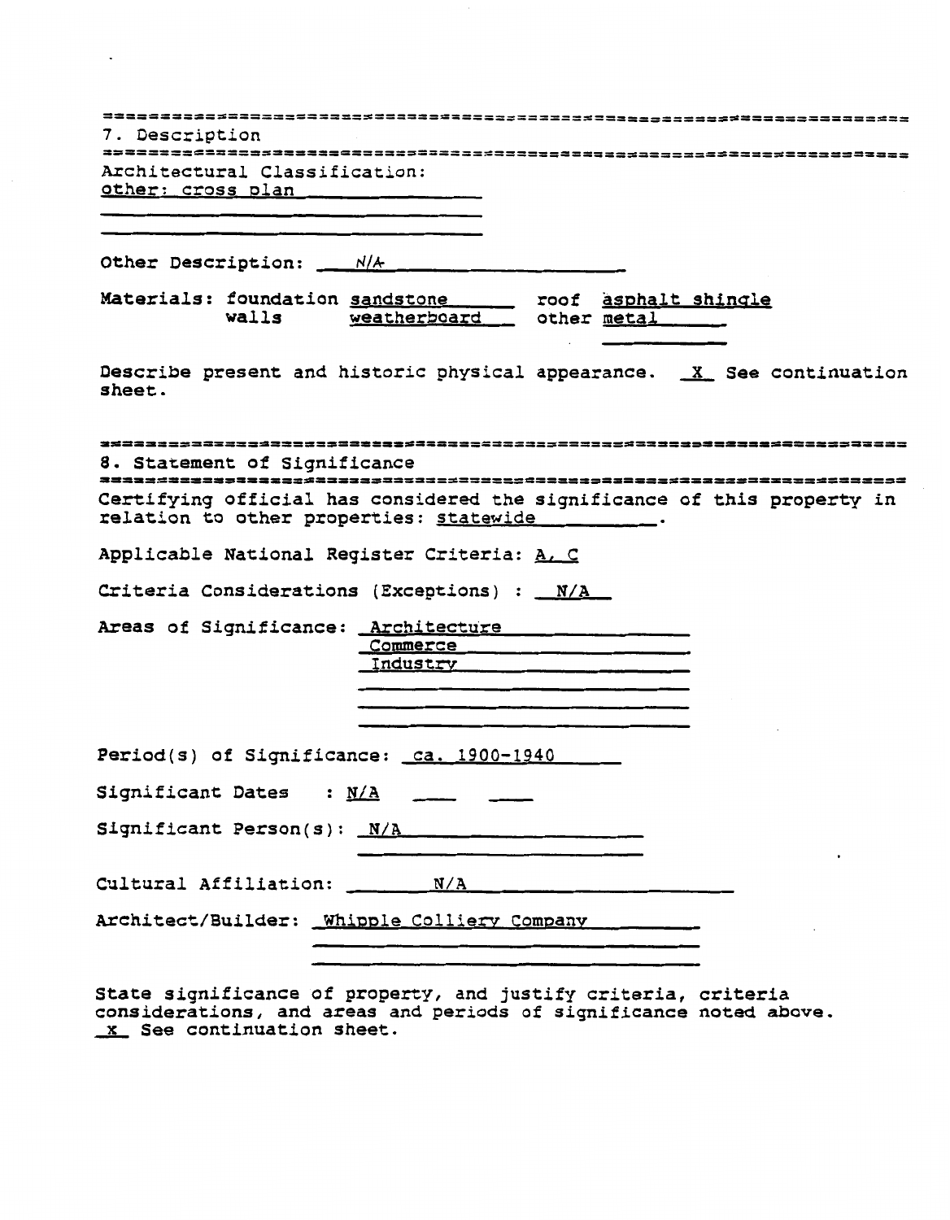## 7. Description

Architectural Classification:
other: cross plan

Other Description: N/A

Materials: foundation sandstone roof asphalt shingle
walls weatherboard other metal

Describe present and historic physical appearance. X See continuation sheet.

## 8. Statement of Significance

Certifying official has considered the significance of this property in relation to other properties: statewide.

Applicable National Register Criteria: A, C

Criteria Considerations (Exceptions) : N/A

Areas of Significance: Architecture
Commerce
Industry

Period(s) of Significance: ca. 1900-1940

Significant Dates : N/A

Significant Person(s): N/A

Cultural Affiliation: N/A

Architect/Builder: Whipple Colliery Company

State significance of property, and justify criteria, criteria considerations, and areas and periods of significance noted above.
x See continuation sheet.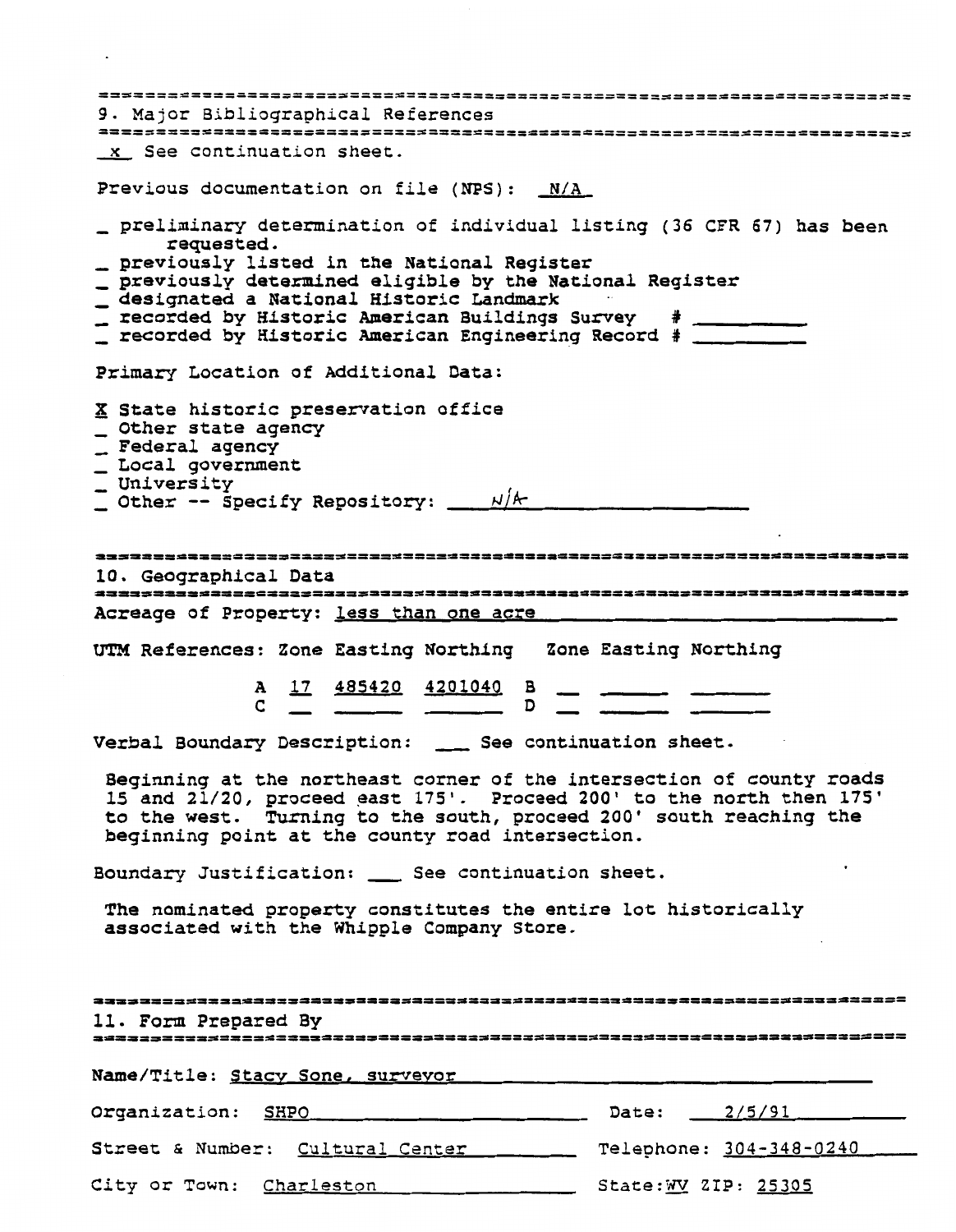## 9. Major Bibliographical References

x See continuation sheet.

Previous documentation on file (NPS): N/A

- _ preliminary determination of individual listing (36 CFR 67) has been requested.
- _ previously listed in the National Register
- _ previously determined eligible by the National Register
- _ designated a National Historic Landmark
- _ recorded by Historic American Buildings Survey # ________
- _ recorded by Historic American Engineering Record # ________

Primary Location of Additional Data:

- X State historic preservation office
- _ Other state agency
- _ Federal agency
- _ Local government
- _ University
- _ Other -- Specify Repository: N/A

## 10. Geographical Data

Acreage of Property: less than one acre

UTM References: Zone Easting Northing Zone Easting Northing

| | Zone | Easting | Northing | | Zone | Easting | Northing |
|---|---|---|---|---|---|---|---|
| A | 17 | 485420 | 4201040 | B | | | |
| C | | | | D | | | |

Verbal Boundary Description: ___ See continuation sheet.

Beginning at the northeast corner of the intersection of county roads 15 and 21/20, proceed east 175'. Proceed 200' to the north then 175' to the west. Turning to the south, proceed 200' south reaching the beginning point at the county road intersection.

Boundary Justification: ___ See continuation sheet.

The nominated property constitutes the entire lot historically associated with the Whipple Company Store.

## 11. Form Prepared By

Name/Title: Stacy Sone, surveyor

Organization: SHPO Date: 2/5/91

Street & Number: Cultural Center Telephone: 304-348-0240

City or Town: Charleston State: WV ZIP: 25305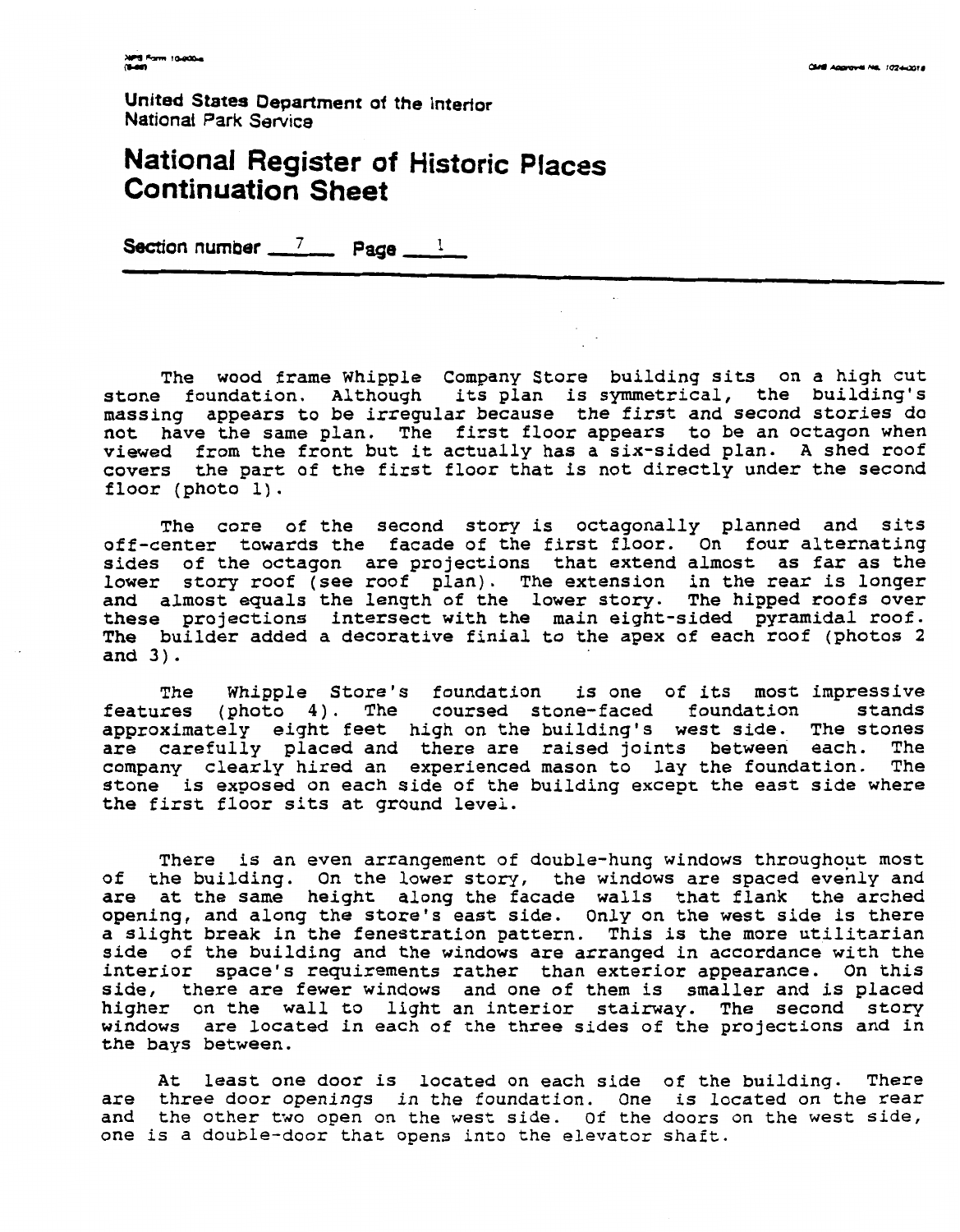United States Department of the Interior
National Park Service

# National Register of Historic Places Continuation Sheet

**Section number** 7 **Page** 1

The wood frame Whipple Company Store building sits on a high cut stone foundation. Although its plan is symmetrical, the building's massing appears to be irregular because the first and second stories do not have the same plan. The first floor appears to be an octagon when viewed from the front but it actually has a six-sided plan. A shed roof covers the part of the first floor that is not directly under the second floor (photo 1).

The core of the second story is octagonally planned and sits off-center towards the facade of the first floor. On four alternating sides of the octagon are projections that extend almost as far as the lower story roof (see roof plan). The extension in the rear is longer and almost equals the length of the lower story. The hipped roofs over these projections intersect with the main eight-sided pyramidal roof. The builder added a decorative finial to the apex of each roof (photos 2 and 3).

The Whipple Store's foundation is one of its most impressive features (photo 4). The coursed stone-faced foundation stands approximately eight feet high on the building's west side. The stones are carefully placed and there are raised joints between each. The company clearly hired an experienced mason to lay the foundation. The stone is exposed on each side of the building except the east side where the first floor sits at ground level.

There is an even arrangement of double-hung windows throughout most of the building. On the lower story, the windows are spaced evenly and are at the same height along the facade walls that flank the arched opening, and along the store's east side. Only on the west side is there a slight break in the fenestration pattern. This is the more utilitarian side of the building and the windows are arranged in accordance with the interior space's requirements rather than exterior appearance. On this side, there are fewer windows and one of them is smaller and is placed higher on the wall to light an interior stairway. The second story windows are located in each of the three sides of the projections and in the bays between.

At least one door is located on each side of the building. There are three door openings in the foundation. One is located on the rear and the other two open on the west side. Of the doors on the west side, one is a double-door that opens into the elevator shaft.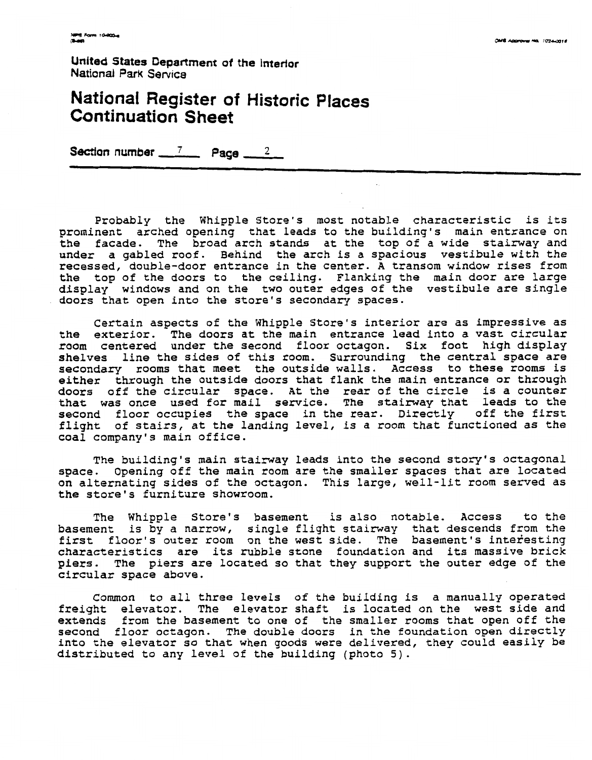United States Department of the Interior
National Park Service

# National Register of Historic Places Continuation Sheet

Section number 7 Page 2

Probably the Whipple Store's most notable characteristic is its prominent arched opening that leads to the building's main entrance on the facade. The broad arch stands at the top of a wide stairway and under a gabled roof. Behind the arch is a spacious vestibule with the recessed, double-door entrance in the center. A transom window rises from the top of the doors to the ceiling. Flanking the main door are large display windows and on the two outer edges of the vestibule are single doors that open into the store's secondary spaces.

Certain aspects of the Whipple Store's interior are as impressive as the exterior. The doors at the main entrance lead into a vast circular room centered under the second floor octagon. Six foot high display shelves line the sides of this room. Surrounding the central space are secondary rooms that meet the outside walls. Access to these rooms is either through the outside doors that flank the main entrance or through doors off the circular space. At the rear of the circle is a counter that was once used for mail service. The stairway that leads to the second floor occupies the space in the rear. Directly off the first flight of stairs, at the landing level, is a room that functioned as the coal company's main office.

The building's main stairway leads into the second story's octagonal space. Opening off the main room are the smaller spaces that are located on alternating sides of the octagon. This large, well-lit room served as the store's furniture showroom.

The Whipple Store's basement is also notable. Access to the basement is by a narrow, single flight stairway that descends from the first floor's outer room on the west side. The basement's interesting characteristics are its rubble stone foundation and its massive brick piers. The piers are located so that they support the outer edge of the circular space above.

Common to all three levels of the building is a manually operated freight elevator. The elevator shaft is located on the west side and extends from the basement to one of the smaller rooms that open off the second floor octagon. The double doors in the foundation open directly into the elevator so that when goods were delivered, they could easily be distributed to any level of the building (photo 5).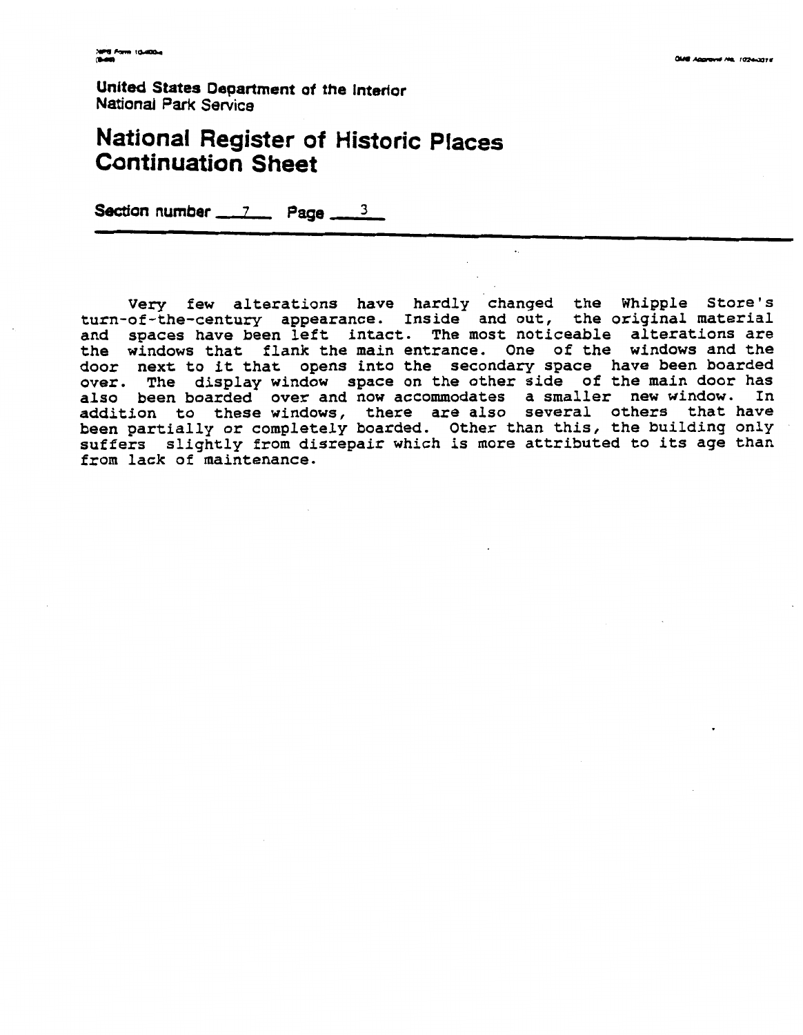United States Department of the Interior
National Park Service

# National Register of Historic Places Continuation Sheet

Section number 7 Page 3

Very few alterations have hardly changed the Whipple Store's turn-of-the-century appearance. Inside and out, the original material and spaces have been left intact. The most noticeable alterations are the windows that flank the main entrance. One of the windows and the door next to it that opens into the secondary space have been boarded over. The display window space on the other side of the main door has also been boarded over and now accommodates a smaller new window. In addition to these windows, there are also several others that have been partially or completely boarded. Other than this, the building only suffers slightly from disrepair which is more attributed to its age than from lack of maintenance.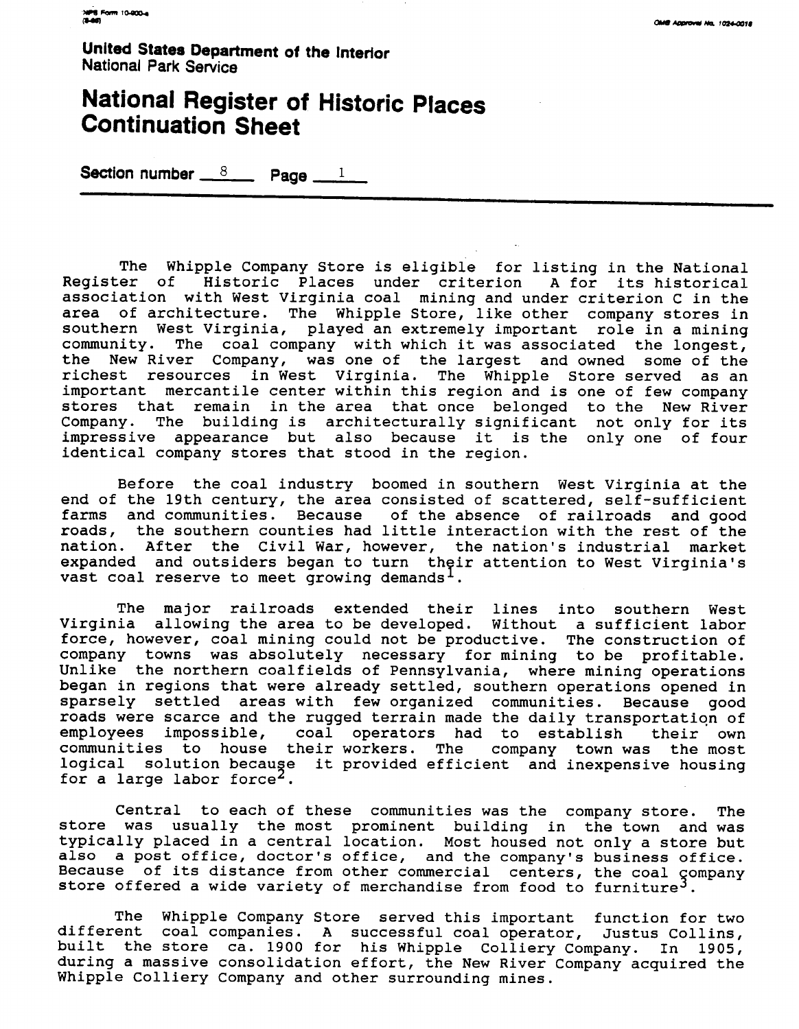United States Department of the Interior
National Park Service

# National Register of Historic Places Continuation Sheet

Section number 8 Page 1

The Whipple Company Store is eligible for listing in the National Register of Historic Places under criterion A for its historical association with West Virginia coal mining and under criterion C in the area of architecture. The Whipple Store, like other company stores in southern West Virginia, played an extremely important role in a mining community. The coal company with which it was associated the longest, the New River Company, was one of the largest and owned some of the richest resources in West Virginia. The Whipple Store served as an important mercantile center within this region and is one of few company stores that remain in the area that once belonged to the New River Company. The building is architecturally significant not only for its impressive appearance but also because it is the only one of four identical company stores that stood in the region.

Before the coal industry boomed in southern West Virginia at the end of the 19th century, the area consisted of scattered, self-sufficient farms and communities. Because of the absence of railroads and good roads, the southern counties had little interaction with the rest of the nation. After the Civil War, however, the nation's industrial market expanded and outsiders began to turn their attention to West Virginia's vast coal reserve to meet growing demands[1].

The major railroads extended their lines into southern West Virginia allowing the area to be developed. Without a sufficient labor force, however, coal mining could not be productive. The construction of company towns was absolutely necessary for mining to be profitable. Unlike the northern coalfields of Pennsylvania, where mining operations began in regions that were already settled, southern operations opened in sparsely settled areas with few organized communities. Because good roads were scarce and the rugged terrain made the daily transportation of employees impossible, coal operators had to establish their own communities to house their workers. The company town was the most logical solution because it provided efficient and inexpensive housing for a large labor force[2].

Central to each of these communities was the company store. The store was usually the most prominent building in the town and was typically placed in a central location. Most housed not only a store but also a post office, doctor's office, and the company's business office. Because of its distance from other commercial centers, the coal company store offered a wide variety of merchandise from food to furniture[3].

The Whipple Company Store served this important function for two different coal companies. A successful coal operator, Justus Collins, built the store ca. 1900 for his Whipple Colliery Company. In 1905, during a massive consolidation effort, the New River Company acquired the Whipple Colliery Company and other surrounding mines.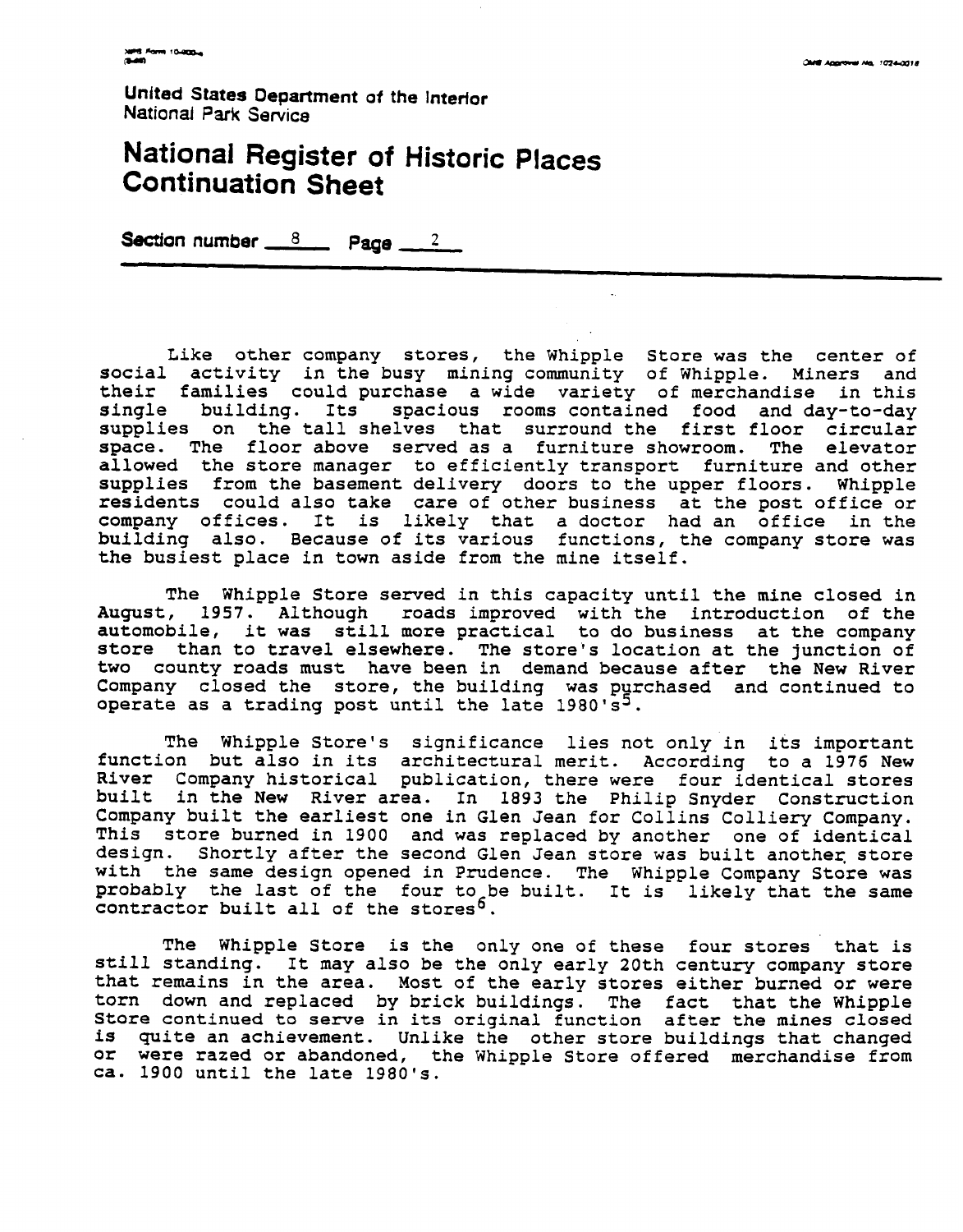United States Department of the Interior
National Park Service

# National Register of Historic Places Continuation Sheet

Section number 8 Page 2

Like other company stores, the Whipple Store was the center of social activity in the busy mining community of Whipple. Miners and their families could purchase a wide variety of merchandise in this single building. Its spacious rooms contained food and day-to-day supplies on the tall shelves that surround the first floor circular space. The floor above served as a furniture showroom. The elevator allowed the store manager to efficiently transport furniture and other supplies from the basement delivery doors to the upper floors. Whipple residents could also take care of other business at the post office or company offices. It is likely that a doctor had an office in the building also. Because of its various functions, the company store was the busiest place in town aside from the mine itself.

The Whipple Store served in this capacity until the mine closed in August, 1957. Although roads improved with the introduction of the automobile, it was still more practical to do business at the company store than to travel elsewhere. The store's location at the junction of two county roads must have been in demand because after the New River Company closed the store, the building was purchased and continued to operate as a trading post until the late 1980's[5].

The Whipple Store's significance lies not only in its important function but also in its architectural merit. According to a 1976 New River Company historical publication, there were four identical stores built in the New River area. In 1893 the Philip Snyder Construction Company built the earliest one in Glen Jean for Collins Colliery Company. This store burned in 1900 and was replaced by another one of identical design. Shortly after the second Glen Jean store was built another store with the same design opened in Prudence. The Whipple Company Store was probably the last of the four to be built. It is likely that the same contractor built all of the stores[6].

The Whipple Store is the only one of these four stores that is still standing. It may also be the only early 20th century company store that remains in the area. Most of the early stores either burned or were torn down and replaced by brick buildings. The fact that the Whipple Store continued to serve in its original function after the mines closed is quite an achievement. Unlike the other store buildings that changed or were razed or abandoned, the Whipple Store offered merchandise from ca. 1900 until the late 1980's.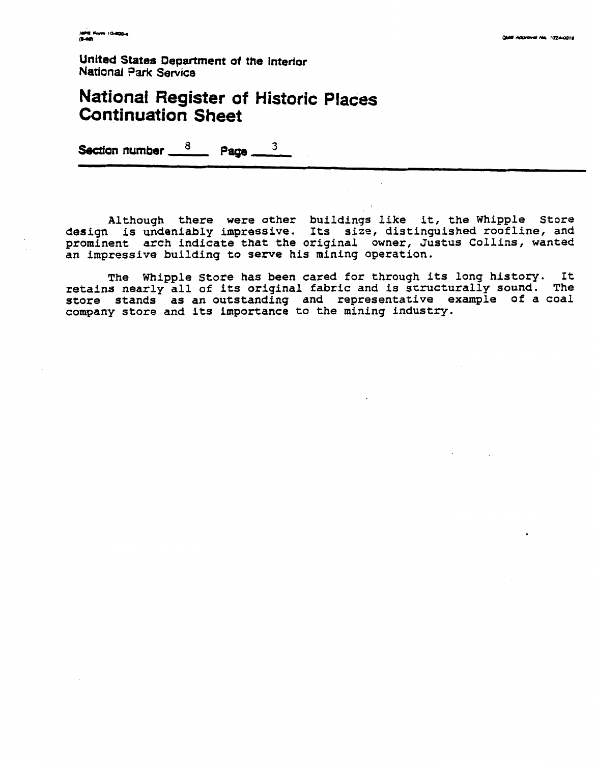United States Department of the Interior
National Park Service

# National Register of Historic Places Continuation Sheet

**Section number** 8 **Page** 3

Although there were other buildings like it, the Whipple Store design is undeniably impressive. Its size, distinguished roofline, and prominent arch indicate that the original owner, Justus Collins, wanted an impressive building to serve his mining operation.

The Whipple Store has been cared for through its long history. It retains nearly all of its original fabric and is structurally sound. The store stands as an outstanding and representative example of a coal company store and its importance to the mining industry.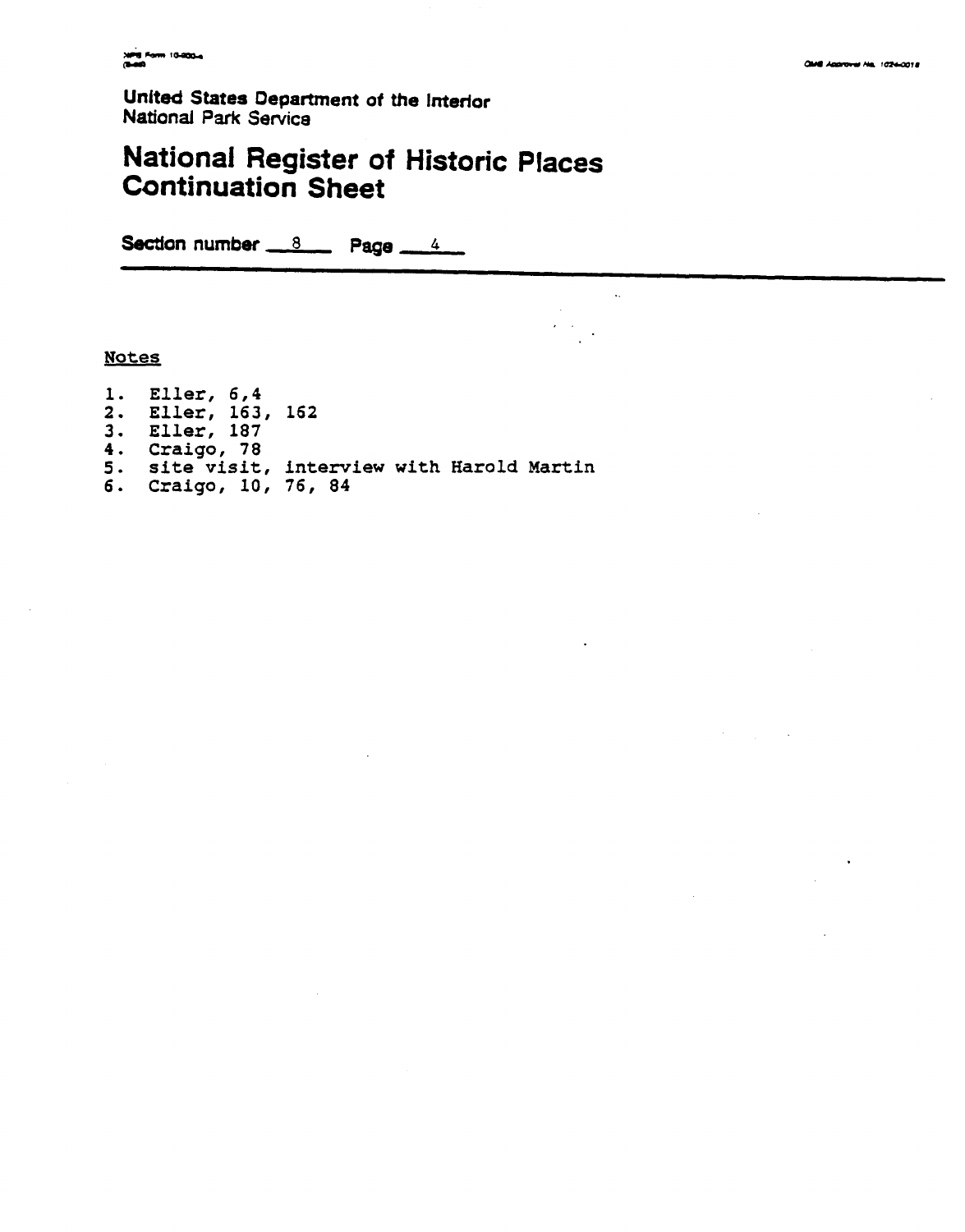United States Department of the Interior
National Park Service

# National Register of Historic Places Continuation Sheet

Section number 8 Page 4

## Notes

1. Eller, 6,4
2. Eller, 163, 162
3. Eller, 187
4. Craigo, 78
5. site visit, interview with Harold Martin
6. Craigo, 10, 76, 84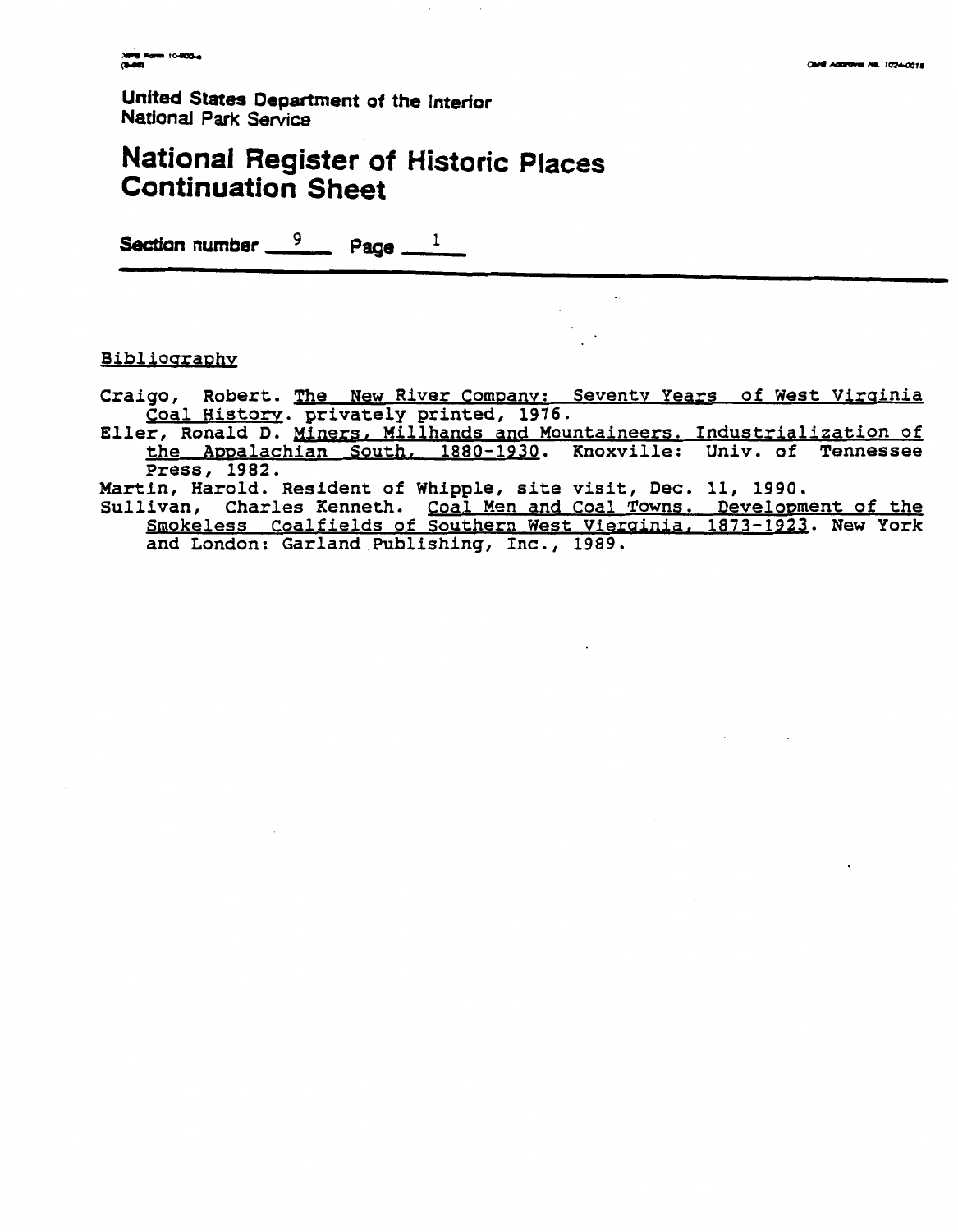United States Department of the Interior
National Park Service

# National Register of Historic Places Continuation Sheet

Section number 9 Page 1

## Bibliography

Craigo, Robert. The New River Company: Seventy Years of West Virginia Coal History. privately printed, 1976.

Eller, Ronald D. Miners, Millhands and Mountaineers. Industrialization of the Appalachian South, 1880-1930. Knoxville: Univ. of Tennessee Press, 1982.

Martin, Harold. Resident of Whipple, site visit, Dec. 11, 1990.

Sullivan, Charles Kenneth. Coal Men and Coal Towns. Development of the Smokeless Coalfields of Southern West Vierginia, 1873-1923. New York and London: Garland Publishing, Inc., 1989.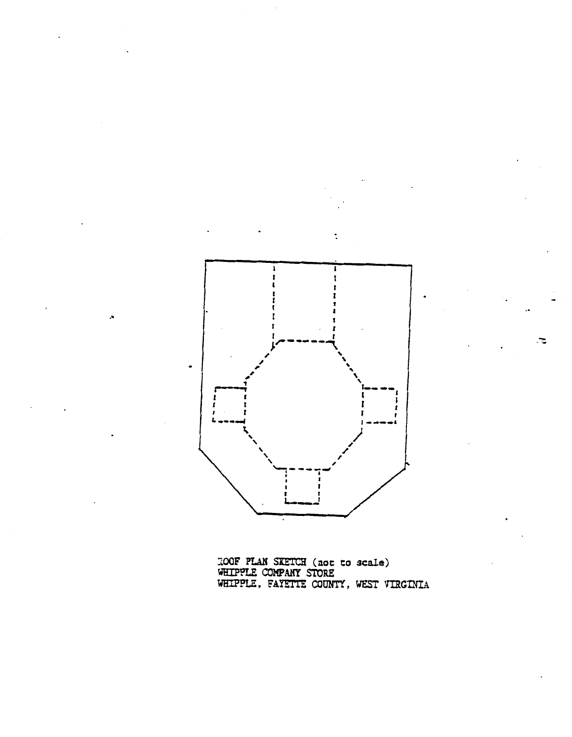ROOF PLAN SKETCH (not to scale)
WHIPPLE COMPANY STORE
WHIPPLE, FAYETTE COUNTY, WEST VIRGINIA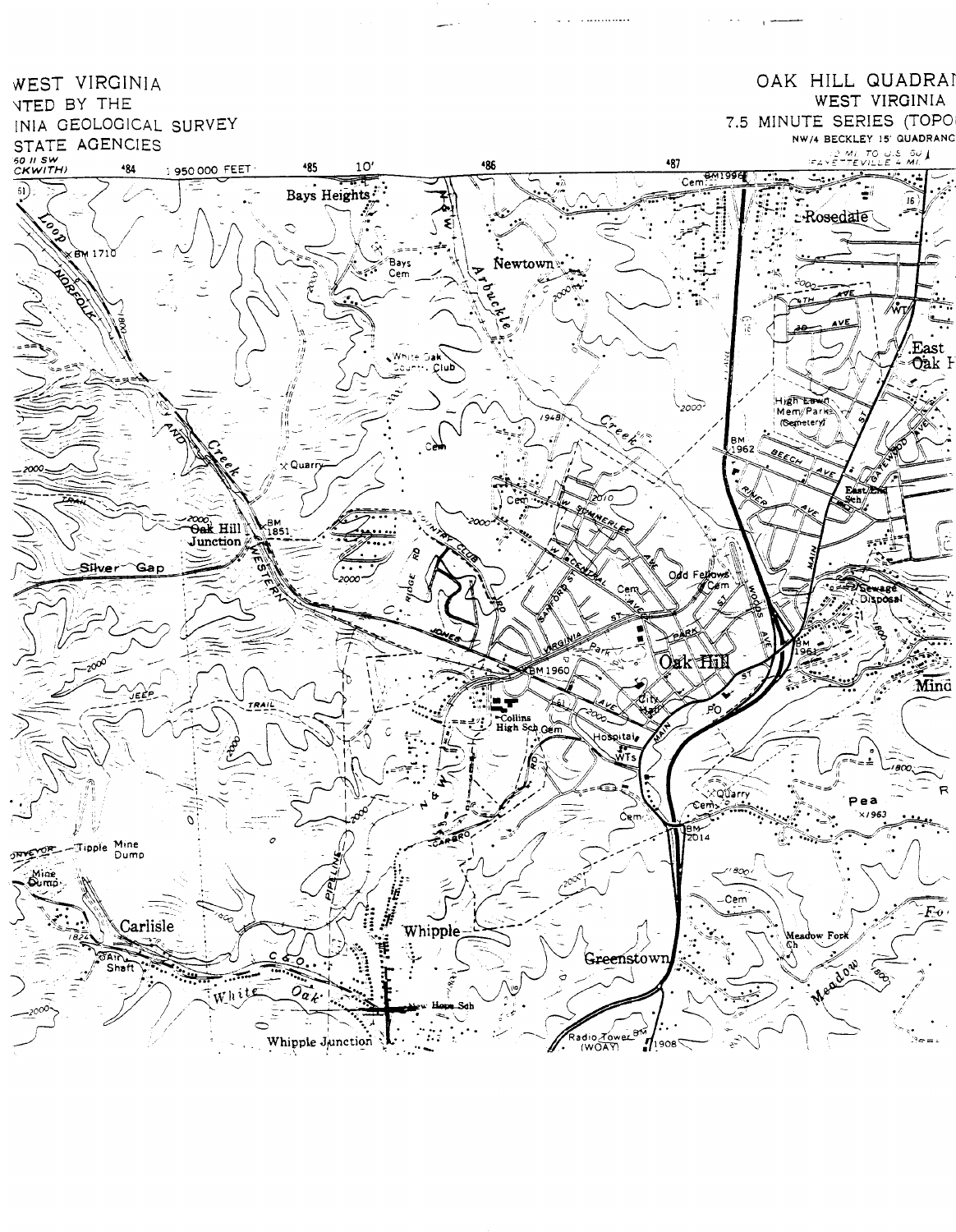WEST VIRGINIA
NTED BY THE
INIA GEOLOGICAL SURVEY
STATE AGENCIES

OAK HILL QUADRAN
WEST VIRGINIA
7.5 MINUTE SERIES (TOPO
NW/4 BECKLEY 15' QUADRANG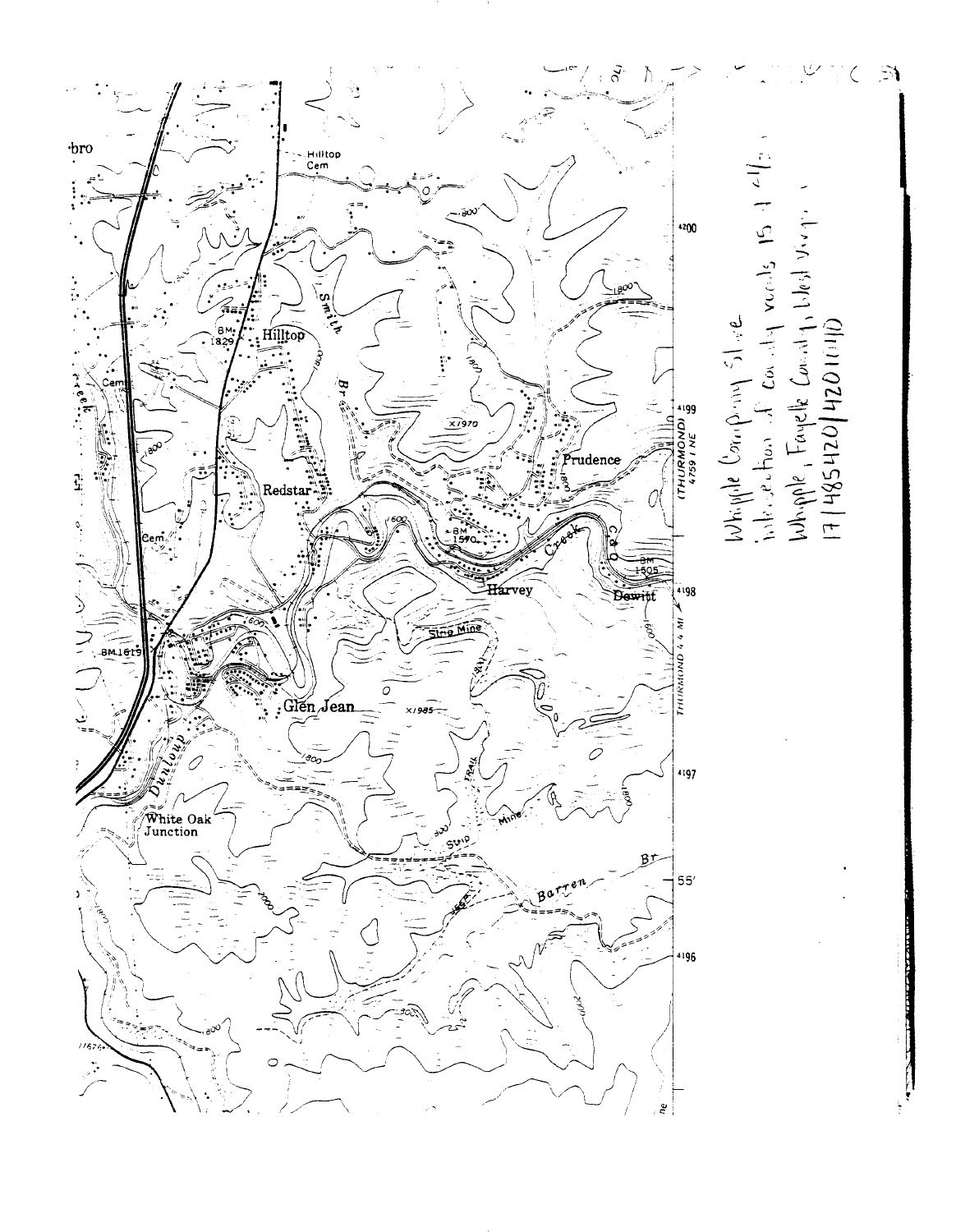Whipple Company Store
Intersection of County roads 15 & 41/1
Whipple, Fayette County, West Virginia
17|485420|4201110

Hilltop Cem

Hilltop

BM 1829

Cem

Redstar

Smith Br

x1970

Prudence

BM 1570

Creek

C & O

BM 1505

Harvey

Dewitt

Strip Mine

BM 1619

Glen Jean

x1985

Dunloup

White Oak Junction

Trail

Strip Mine

Barren Br

(THURMOND) 4759 I NE

THURMOND 4.4 MI

4200

4199

4198

4197

55'

4196